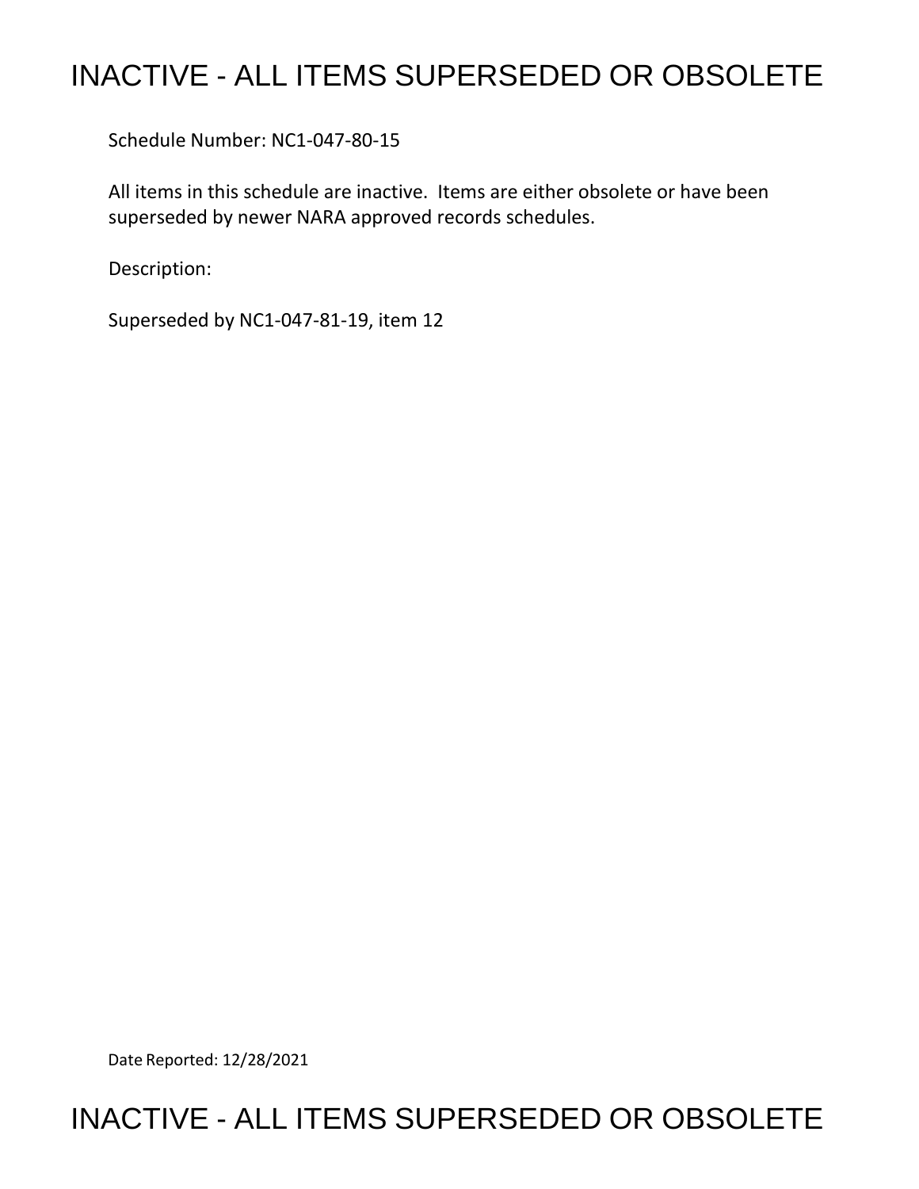# INACTIVE - ALL ITEMS SUPERSEDED OR OBSOLETE

Schedule Number: NC1-047-80-15

All items in this schedule are inactive. Items are either obsolete or have been superseded by newer NARA approved records schedules.

Description:

Superseded by NC1-047-81-19, item 12

Date Reported: 12/28/2021

# INACTIVE - ALL ITEMS SUPERSEDED OR OBSOLETE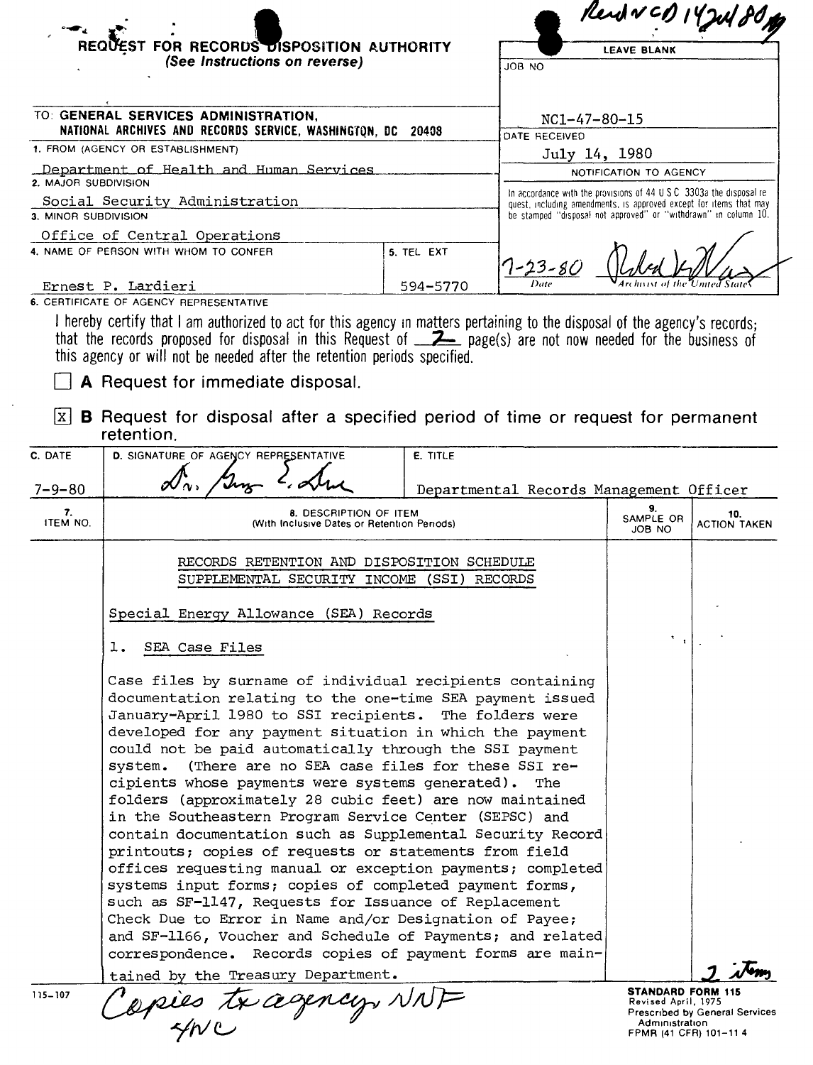Recd NCD 14 Jul 80

# REQUEST FOR RECORDS DISPOSITION AUTHORITY

*(See Instructions on reverse)*

TO: **GENERAL SERVICES ADMINISTRATION, NATIONAL ARCHIVES AND RECORDS SERVICE, WASHINGTON, DC 20408**

**LEAVE BLANK**

JOB NO: NC1-47-80-15

DATE RECEIVED: July 14, 1980

NOTIFICATION TO AGENCY

In accordance with the provisions of 44 U.S.C. 3303a the disposal request, including amendments, is approved except for items that may be stamped "disposal not approved" or "withdrawn" in column 10.

7-23-80 — Date — Archivist of the United States

1. FROM (AGENCY OR ESTABLISHMENT): Department of Health and Human Services

2. MAJOR SUBDIVISION: Social Security Administration

3. MINOR SUBDIVISION: Office of Central Operations

4. NAME OF PERSON WITH WHOM TO CONFER: Ernest P. Lardieri

5. TEL EXT: 594-5770

6. CERTIFICATE OF AGENCY REPRESENTATIVE

I hereby certify that I am authorized to act for this agency in matters pertaining to the disposal of the agency's records; that the records proposed for disposal in this Request of 2 page(s) are not now needed for the business of this agency or will not be needed after the retention periods specified.

☐ **A** Request for immediate disposal.

☒ **B** Request for disposal after a specified period of time or request for permanent retention.

| C. DATE | D. SIGNATURE OF AGENCY REPRESENTATIVE | E. TITLE |
|---|---|---|
| 7-9-80 | (signature) | Departmental Records Management Officer |

| 7. ITEM NO. | 8. DESCRIPTION OF ITEM (With Inclusive Dates or Retention Periods) | 9. SAMPLE OR JOB NO | 10. ACTION TAKEN |
|---|---|---|---|
| | RECORDS RETENTION AND DISPOSITION SCHEDULE SUPPLEMENTAL SECURITY INCOME (SSI) RECORDS | | |
| | Special Energy Allowance (SEA) Records | | |
| | 1. SEA Case Files | | |
| | Case files by surname of individual recipients containing documentation relating to the one-time SEA payment issued January-April 1980 to SSI recipients. The folders were developed for any payment situation in which the payment could not be paid automatically through the SSI payment system. (There are no SEA case files for these SSI recipients whose payments were systems generated). The folders (approximately 28 cubic feet) are now maintained in the Southeastern Program Service Center (SEPSC) and contain documentation such as Supplemental Security Record printouts; copies of requests or statements from field offices requesting manual or exception payments; completed systems input forms; copies of completed payment forms, such as SF-1147, Requests for Issuance of Replacement Check Due to Error in Name and/or Designation of Payee; and SF-1166, Voucher and Schedule of Payments; and related correspondence. Records copies of payment forms are maintained by the Treasury Department. | | 1 item |

115-107

Copies to agency, NNF 4/NC

**STANDARD FORM 115**
Revised April, 1975
Prescribed by General Services Administration
FPMR (41 CFR) 101-11.4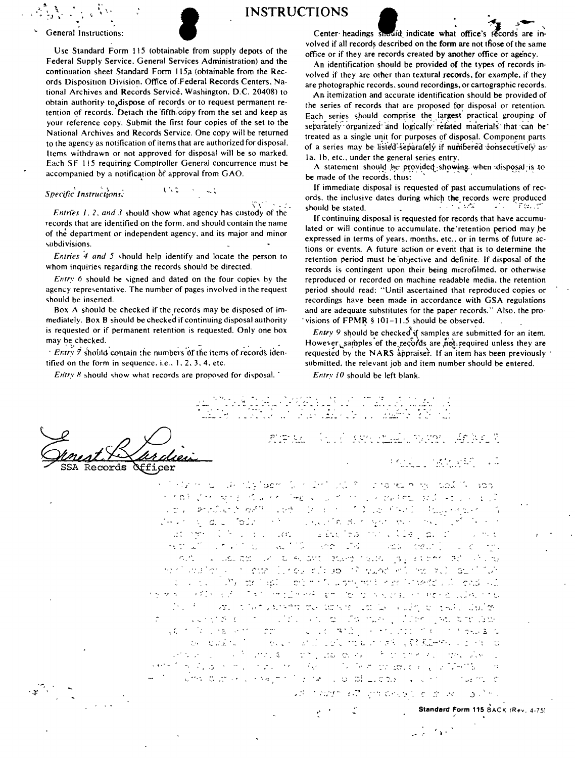# INSTRUCTIONS

General Instructions:

Use Standard Form 115 (obtainable from supply depots of the Federal Supply Service, General Services Administration) and the continuation sheet Standard Form 115a (obtainable from the Records Disposition Division, Office of Federal Records Centers, National Archives and Records Service, Washington, D.C. 20408) to obtain authority to dispose of records or to request permanent retention of records. Detach the fifth copy from the set and keep as your reference copy. Submit the first four copies of the set to the National Archives and Records Service. One copy will be returned to the agency as notification of items that are authorized for disposal. Items withdrawn or not approved for disposal will be so marked. Each SF 115 requiring Comptroller General concurrence must be accompanied by a notification of approval from GAO.

*Specific Instructions:*

*Entries 1, 2, and 3* should show what agency has custody of the records that are identified on the form, and should contain the name of the department or independent agency, and its major and minor subdivisions.

*Entries 4 and 5* should help identify and locate the person to whom inquiries regarding the records should be directed.

*Entry 6* should be signed and dated on the four copies by the agency representative. The number of pages involved in the request should be inserted.

Box A should be checked if the records may be disposed of immediately. Box B should be checked if continuing disposal authority is requested or if permanent retention is requested. Only one box may be checked.

*Entry 7* should contain the numbers of the items of records identified on the form in sequence, i.e., 1, 2, 3, 4, etc.

*Entry 8* should show what records are proposed for disposal.

Center headings should indicate what office's records are involved if all records described on the form are not those of the same office or if they are records created by another office or agency.

An identification should be provided of the types of records involved if they are other than textural records, for example, if they are photographic records, sound recordings, or cartographic records.

An itemization and accurate identification should be provided of the series of records that are proposed for disposal or retention. Each series should comprise the largest practical grouping of separately organized and logically related materials that can be treated as a single unit for purposes of disposal. Component parts of a series may be listed separately if numbered consecutively as 1a, 1b, etc., under the general series entry.

A statement should be provided showing when disposal is to be made of the records, thus:

If immediate disposal is requested of past accumulations of records, the inclusive dates during which the records were produced should be stated.

If continuing disposal is requested for records that have accumulated or will continue to accumulate, the retention period may be expressed in terms of years, months, etc., or in terms of future actions or events. A future action or event that is to determine the retention period must be objective and definite. If disposal of the records is contingent upon their being microfilmed, or otherwise reproduced or recorded on machine readable media, the retention period should read: "Until ascertained that reproduced copies or recordings have been made in accordance with GSA regulations and are adequate substitutes for the paper records." Also, the provisions of FPMR § 101-11.5 should be observed.

*Entry 9* should be checked if samples are submitted for an item. However, samples of the records are not required unless they are requested by the NARS appraiser. If an item has been previously submitted, the relevant job and item number should be entered.

*Entry 10* should be left blank.

Ernest P. Lardieri
SSA Records Officer

Standard Form 115 BACK (Rev. 4-75)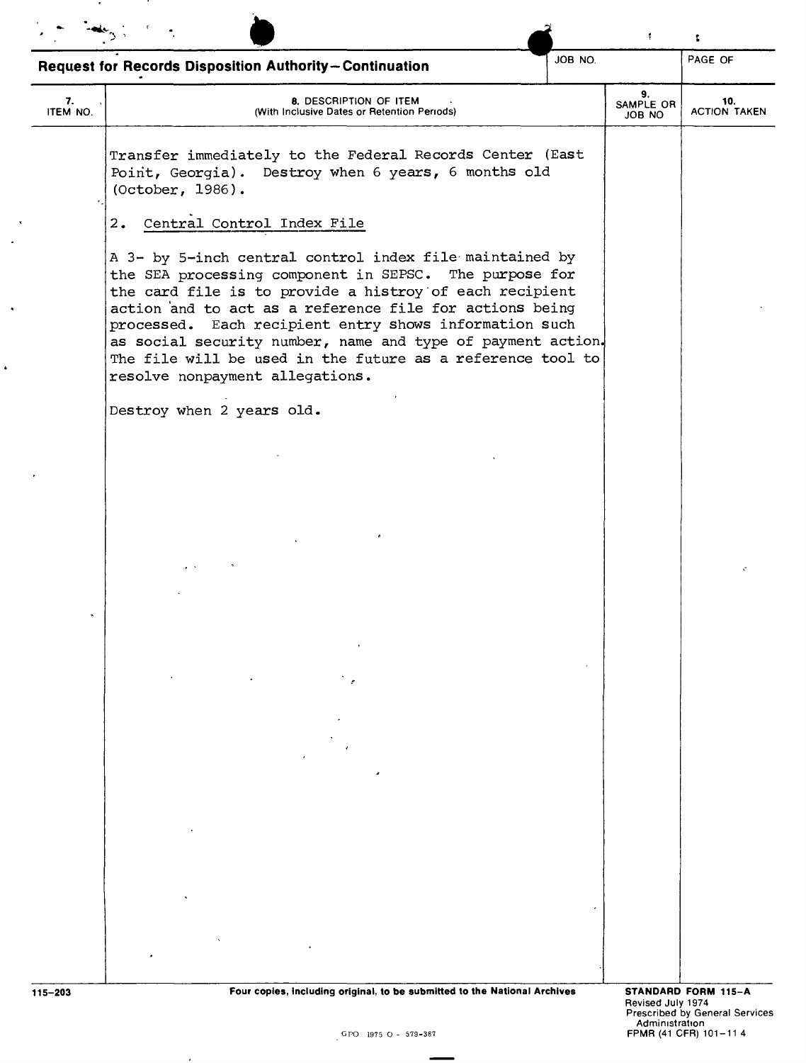**Request for Records Disposition Authority—Continuation**

| JOB NO. | PAGE OF |
|---|---|
| | |

| 7. ITEM NO. | 8. DESCRIPTION OF ITEM (With Inclusive Dates or Retention Periods) | 9. SAMPLE OR JOB NO | 10. ACTION TAKEN |
|---|---|---|---|
| | Transfer immediately to the Federal Records Center (East Point, Georgia). Destroy when 6 years, 6 months old (October, 1986). | | |
| | 2. Central Control Index File | | |
| | A 3- by 5-inch central control index file maintained by the SEA processing component in SEPSC. The purpose for the card file is to provide a histroy of each recipient action and to act as a reference file for actions being processed. Each recipient entry shows information such as social security number, name and type of payment action. The file will be used in the future as a reference tool to resolve nonpayment allegations. | | |
| | Destroy when 2 years old. | | |

115-203

Four copies, including original, to be submitted to the National Archives

STANDARD FORM 115-A
Revised July 1974
Prescribed by General Services Administration
FPMR (41 CFR) 101-11 4

GPO 1975 O - 579-387